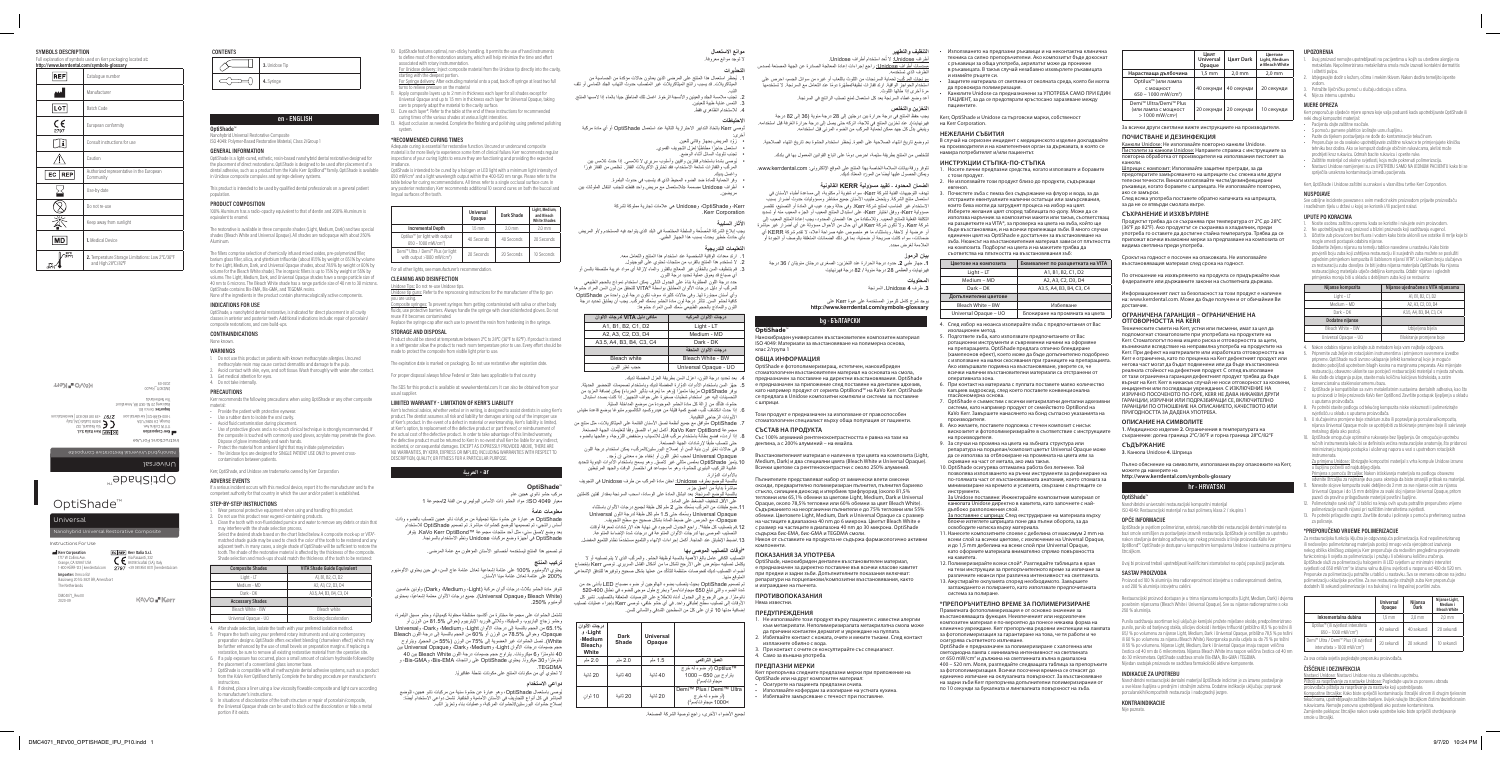## SYMBOLS DESCRIPTION

Full explanation of symbols used on Kerr packaging located at: http://www.kerrdental.com/symbols-glossary

| Symbol | Description |
|---|---|
| REF | Catalogue number |
| | Manufacturer |
| LOT | Batch Code |
| CE 0197 | European conformity |
| | Consult instruction for use |
| | Caution |
| EC REP | Authorized representative in the European Community |
| | Use by date |
| | Do not re-use |
| | Keep away from sunlight |
| MD | 1. Medical Device |
| | 2. Temperature Storage Limitations: Low 2°C/36°F and High 28°C/82°F |

# OptiShade™

Universal

Nanohybrid Universal Restorative Composite

Instructions For Use

Kerr Corporation
1717 W. Collins Ave
Orange, CA 92867 USA
1-800-KERR-123 | kerrdental.com

Importer: Kerr Italia S.r.l.

Kerr Italia S.r.l.
Via Passanti, 332
84018 Scafati (SA), Italy

KaVo Kerr

## CONTENTS

1. Unidose Tip
2. Unidose

## en - ENGLISH

### OptiShade™

Nanohybrid Universal Restorative Composite
ISO 4049: Polymer-Based Restorative Material, Class 2/Group 1

### GENERAL INFORMATION

OptiShade is a light-cured, esthetic, nanohybrid radiopaque composite material designed for the placement of direct restorations. OptiShade is designed to be used after placement of a dental adhesive, such as a product from the Kerr OptiBond™ family. OptiShade is available in Unidose composite compules and syringe delivery systems.

This product is intended to be used by qualified dental professionals on a general patient population.

### PRODUCT COMPOSITION

100% free from a bis-GMA-based resin and 100% free from a bisphenol A-based resin.

The restorative is available in three composite shades (Light, Medium, Dark) and two special shades (Bleach White and Universal Opaque). All shades are radiopaque with about 250% Aluminum.

The fillers comprise selection of chemically-bound mixed oxides, pre-polymerized filler and barium glass. The Light, Medium, Dark, and Universal Opaque shades have a filler content of about 81% by weight (65% by volume); Bleach White has a filler content of about 78% by weight (62% by volume). The particle size of the fillers ranges from 40 nm to 5 microns. None of the ingredients in the product contain pharmacologically active components.

### INDICATIONS FOR USE

OptiShade, a nanohybrid dental restorative, is indicated for direct placement in all cavity classes in anterior and posterior teeth. Additional indications include repair of porcelain/composite restorations, and core build-ups.

### CONTRAINDICATIONS

None known.

### WARNINGS

1. Do not use this product on patients with known methacrylate allergies. Uncured methacrylate resin may cause contact dermatitis and damage to the pulp.
2. Avoid contact with skin, eyes, and soft tissue. Wash thoroughly with water after contact. Get medical attention for eyes.
3. Do not ingest.
4. Do not use internally.

### PRECAUTIONS

Kerr recommends the following precautions when using OptiShade or any other composite material:

- Provide the patient with protective eyewear.
- Use a rubber dam to isolate the oral cavity.
- Avoid fluid contamination during placement.
- Use of protective gloves and a no-touch clinical technique is strongly recommended. If the composite is touched with contaminated gloves, a nylon tip can contaminate the glove. Dispose of glove immediately and wash hands.
- Protect the product from direct light, as it may initiate polymerization.
- The Unidose tips are designed for SINGLE PATIENT USE ONLY to prevent cross-contamination between patients.

Kerr, OptiShade, and Unidose are trademarks owned by Kerr Corporation.

### ADVERSE EVENTS

If a serious incident occurs with this medical device, report it to the manufacturer and to the competent authority for that country in which the user and/or patient is established.

### STEP-BY-STEP INSTRUCTIONS

1. Clean and prepare teeth in accordance with good clinical practice. Restorations should be placed at a temperature of 2°C-25°C/36°F-77°F prior to placement and protective in the mouth.
2. Shade selection: the product is available in three shades. Refer to shade selection chart.
3. Isolate the tooth with the cavity using a rubber dam or cotton rolls and saliva ejector.
4. Shade selection should be made on clean, moist teeth. OptiShade is designed to be used with a simplified shade system; select the desired shade from the mix shade table and clinical situation.
5. After shade selection, isolate the teeth with your preferred isolation method.
6. Prepare the teeth using your preferred rotary instruments and cutting and preparation techniques. OptiShade offers excellent blending (chameleon effect), which may be further enhanced by the use of small bevels on preparation margins. If replacing a restoration, be sure to remove all existing restorative material from the operative site.
7. If a pulp exposure has occurred, place a small amount of calcium hydroxide followed by the placement of a conventional glass ionomer base.
8. OptiShade is compatible with all methacrylate dental adhesive systems, such as a product from the Kerr OptiBond family. Complete the bonding procedure per manufacturer's instructions.
9. If desired, place a liner using a low viscosity flowable composite and light cure according to manufacturer's instructions.
10. In situations of discoloration of the tooth structure or repair of porcelain composite, the Universal Opaque shade can be used to block out the discoloration or hide a metal portion if it exists.

| Composite Shades | VITA Shade Guide Equivalent |
|---|---|
| Light - LT | A1, B1, B2, C1, D2 |
| Medium - MD | A2, A3, C2, D3, D4 |
| Dark - DK | A3.5, A4, B3, B4, C3, C4 |
| Accessory Shades | |
| Bleach White - BW | Bleach white |
| Universal Opaque - UO | Blocking discoloration |

11. Place OptiShade in the preparation. For Unidose compules: insert a compule into a dispenser and place the composite in increments not exceeding 2 mm thickness and light cure. For syringes: advance the plunger, dispense the required amount of material, and replace the cap immediately after use to prevent exposure to light.
12. OptiShade is optimal for use for caries restoration, but it is recommended to verify by a light curing procedure that the bulk of material is fully cured. OptiShade is a light-cured material, please refer to the recommended curing times. Apply a light curing unit for the recommended curing times of the various shades at maximum light exposure.
13. Cure each layer\* Refer to the table at the end of these instructions for recommended curing times of the various shades at various light intensities.
14. Adjust occlusion as needed. Complete the finishing and polishing using preferred polishing system.

\*RECOMMENDED CURING TIMES

Adequate curing is essential for restoration function. Uncured or undercured composite material in the mouth may adversely affect the physical properties. Ensure that the light output of your light curing unit is checked regularly to ensure proper functionality and performance of light curing unit. OptiShade is intended to be cured by a halogen or LED light with a minimum light intensity of 800 mW/cm² and a light wavelength range within the 400-500 nm range. Please refer to the table below for curing recommendations. All times refer to a single increment. Light curing units should be checked regularly and maintained in order to achieve efficient polymerization.

| | Universal Opaque | Dark Shade | Light, Medium and Bleach White Shades |
|---|---|---|---|
| Incremental Depth | 1.5 mm | 2.0 mm | 2.0 mm |
| Optilux™ (or light with output 800 – 1000 mW/cm²) | 40 Seconds | 40 Seconds | 20 Seconds |
| Demi™ Ultra / Demi™ Plus (or light with output >1000 mW/cm²) | 20 Seconds | 20 Seconds | 10 Seconds |

For all other lights, see manufacturer's recommendation.

### CLEANING AND DISINFECTION

Unidose Tips: Do not re-use Unidose tips.

Unidose Delivery: Refer to the reprocessing instructions for the manufacturer of the tip gun you are using.

Composite syringes: To prevent syringes from getting contaminated with saliva or other body fluids, use protective barriers. Always handle the syringe with clean/disinfected gloves. Do not reuse if it becomes contaminated.

Replace the syringe cap after each use to prevent the resin from hardening in the syringe.

### STORAGE AND DISPOSAL

Product should be stored at temperature between 2°C to 28°C (36°F to 82°F). If product is stored in a refrigerator allow the product to reach room temperature prior to use. Every effort should be made to protect the composite from visible light prior to use.

The expiration date is marked on packaging. Do not use restorative after expiration date.

For proper disposal always follow Federal or State laws applicable to that country.

The SDS for this product is available at: www.kerrdental.com. It can also be obtained from your usual supplier.

### LIMITED WARRANTY / LIMITATION OF KERR'S LIABILITY

Kerr's technical advice, whether verbal or in writing, is designed to assist dentists in using Kerr's products. The dentist is solely responsible for damages arising out of the improper use of Kerr's product. In the event of a defect in material or workmanship, Kerr's liability is limited, at Kerr's option, to replacement of the defective product or part thereof or reimbursement of the actual cost of the defective product. In order to take advantage of this limited warranty, the defective product must be returned to Kerr in an envelope within 45 days. In no event shall Kerr be liable for any incidental, consequential or special damages. EXCEPT AS EXPRESSLY PROVIDED ABOVE, THERE ARE NO WARRANTIES, BY KERR, EXPRESS OR IMPLIED, INCLUDING ANY WARRANTIES WITH RESPECT TO DESCRIPTION, QUALITY, OR FITNESS FOR A PURPOSE OR PURPOSE.

## ar - العربية

### OptiShade™

مركب حشو نانوي هجين عام

ISO 4049: مادة ترميمية أساسها البوليمر، الفئة 2/المجموعة 1

### معلومات عامة

OptiShade مادة حشو مركبة تجميلية نانوية هجينة ظليلة للأشعة تتصلب بالضوء ومصممة لوضع الترميمات المباشرة. صُمم OptiShade ليُستخدم بعد وضع لاصق سني، مثل منتج من عائلة Kerr OptiBond™. يتوفر OptiShade في كبسولات Unidose وأنظمة المحاقن.

| درجات الألوان المركبة | ما يكافئها في دليل ألوان VITA |
|---|---|
| Light - LT فاتح | A1, B1, B2, C1, D2 |
| Medium - MD متوسط | A2, A3, C2, D3, D4 |
| Dark - DK داكن | A3.5, A4, B3, B4, C3, C4 |
| درجات الألوان الملحقة | |
| Bleach White - BW | أبيض مبيض |
| Universal Opaque - UO | حجب تغير اللون |

| | Universal Opaque | Dark | Light, Medium, Bleach White |
|---|---|---|---|
| عمق الطبقة | 1.5 مم | 2.0 مم | 2.0 مم |
| Optilux™ (أو ضوء بقدرة 800 – 1000 ملي واط/سم²) | 40 ثانية | 40 ثانية | 20 ثانية |
| Demi™ Ultra / Demi™ Plus (أو ضوء بقدرة > 1000 ملي واط/سم²) | 20 ثانية | 20 ثانية | 10 ثوانٍ |

بالنسبة لجميع الأضواء الأخرى، راجع توصية الشركة المصنعة.

### التنظيف والتطهير

أطراف Unidose: لا تعد استخدام أطراف Unidose.

يمكن الحصول على صحيفة بيانات السلامة لهذا المنتج على http://www.kerrdental.com/symbols-glossary

## bg - БЪЛГАРСКИ

### OptiShade™

Нанохибриден универсален възстановителен композитен материал
ISO 4049: Материали на основата на полимери, клас 2/група 1

### ОБЩА ИНФОРМАЦИЯ

OptiShade е фотополимеризиращ, естетичен, нанохибриден рентгеноконтрастен композитен материал, предназначен за поставяне на директни възстановявания. OptiShade е предназначен за използване след поставяне на дентален адхезив, като например продукт от семейството Kerr OptiBond™. OptiShade се предлага в Unidose композитни компюли и системи за спринцовки.

Този продукт е предназначен за употреба от квалифицирани дентални специалисти при обща популация от пациенти.

### СЪСТАВ НА ПРОДУКТА

Възстановителният материал е наличен в три цвята на композита (Light, Medium, Dark) и два специални цвята (Bleach White и Universal Opaque). Всички цветове са рентгеноконтрастни с около 250% алуминий.

### ПОКАЗАНИЯ ЗА УПОТРЕБА

OptiShade, нанохибриден дентален възстановителен материал, е предназначен за директно поставяне във всички класове кавитети при предни и задни зъби. Допълнителните показания включват: репарация на порцеланови/композитни възстановявания, изграждане на пънчета.

### ПРОТИВОПОКАЗАНИЯ

Няма известни.

### ПРЕДУПРЕЖДЕНИЯ

1. Не използвайте този продукт върху пациенти с известна алергия към метакрилати. Неполимеризираната метакрилатна смола може да причини контактен дерматит и увреждане на пулпата.
2. Избягвайте контакт с кожата, очите и меките тъкани. След контакт измийте обилно с вода.
3. Да не се поглъща.
4. Да не се използва вътрешно.

### ПРЕДПАЗНИ МЕРКИ

### НЕЖЕЛАНИ СЪБИТИЯ

### ИНСТРУКЦИИ СТЪПКА-ПО-СТЪПКА

| Цветове на композита | Еквивалент по цветовата скала VITA |
|---|---|
| Light – LT | A1, B1, B2, C1, D2 |
| Medium – MD | A2, A3, C2, D3, D4 |
| Dark – DK | A3.5, A4, B3, B4, C3, C4 |
| Допълнителни цветове | |
| Bleach White – BW | Избелване |
| Universal Opaque – UO | Блокиране на промяната на цвета |

### \*ПРЕПОРЪЧИТЕЛНО ВРЕМЕ ЗА ПОЛИМЕРИЗИРАНЕ

| | Цвят Universal Opaque | Цвят Dark | Цветове Light, Medium и Bleach White |
|---|---|---|---|
| Нарастваща дебелина | 1,5 mm | 2,0 mm | 2,0 mm |
| Optilux™ (или лампа с мощност 800 – 1000 mW/cm²) | 40 секунди | 40 секунди | 20 секунди |
| Demi™ Ultra/Demi™ Plus (или лампа с мощност > 1000 mW/cm²) | 20 секунди | 20 секунди | 10 секунди |

За всички други светлини вижте инструкциите на производителя.

### ПОЧИСТВАНЕ И ДЕЗИНФЕКЦИЯ

Канюли Unidose: Не използвайте повторно канюли Unidose.

### СЪХРАНЕНИЕ И ИЗХВЪРЛЯНЕ

Продуктът трябва да се съхранява при температура от 2°C до 28°C (36°F до 82°F).

### ОГРАНИЧЕНА ГАРАНЦИЯ – ОГРАНИЧЕНИЕ НА ОТГОВОРНОСТТА НА KERR

### ОПИСАНИЕ НА СИМВОЛИТЕ

1. Медицинско изделие
2. Ограничения на температурата на съхранение: долна граница 2°C/36°F и горна граница 28°C/82°F

### СЪДЪРЖАНИЕ

1. Канюла Unidose 2. Unidose

Пълно обяснение на символите, използвани върху опаковките на Kerr, можете да намерите на: http://www.kerrdental.com/symbols-glossary

## hr - HRVATSKI

### OptiShade™

Nanohibridni univerzalni restaurativni kompozit
ISO 4049: Restaurativni materijal na bazi polimera, klasa 2 / skupina 1

### OPĆE INFORMACIJE

OptiShade je svjetlosno polimerizirajući, estetski, nanohibridni radioopaktni kompozitni materijal namijenjen za postavljanje izravnih restauracija. OptiShade je namijenjen za uporabu nakon postavljanja dentalnog adheziva, kao što je proizvod iz obitelji Kerr OptiBond™. OptiShade je dostupan u kompozitnim kompulama Unidose i sustavima sa štrcaljkom.

### SASTAV PROIZVODA

Restaurativni materijal dostupan je u tri nijanse kompozita (Light, Medium, Dark) i dvije posebne nijanse (Bleach White i Universal Opaque). Sve su nijanse radioopaktne s oko 250 % aluminija.

### INDIKACIJE ZA UPOTREBU

### KONTRAINDIKACIJE

Nisu poznate.

### UPOZORENJA

### MJERE OPREZA

### ŠTETNI DOGAĐAJI

### UPUTE PO KORACIMA

| Nijanse kompozita | Ekvivalentna nijansa u VITA vodiču |
|---|---|
| Light – LT | A1, B1, B2, C1, D2 |
| Medium – MD | A2, A3, C2, D3, D4 |
| Dark – DK | A3.5, A4, B3, B4, C3, C4 |
| Dodatne nijanse | |
| Bleach White – BW | Izbjeljivanje |
| Universal Opaque – UO | Blokiranje promjene boje |

### \*PREPORUČENO VRIJEME POLIMERIZACIJE

| | Universal Opaque | Nijansa Dark | Nijanse Light, Medium i Bleach White |
|---|---|---|---|
| Inkrementalna dubina | 1,5 mm | 2,0 mm | 2,0 mm |
| Optilux™ (ili svjetlo s izlaznom snagom 800 – 1000 mW/cm²) | 40 sekundi | 40 sekundi | 20 sekundi |
| Demi™ Ultra / Demi™ Plus (ili svjetlo s izlaznom snagom > 1000 mW/cm²) | 20 sekundi | 20 sekundi | 10 sekundi |

Za sva ostala svjetla pogledajte preporuku proizvođača.

### ČIŠĆENJE I DEZINFEKCIJA

Nastavci Unidose: Nastavke Unidose nemojte ponovno upotrebljavati.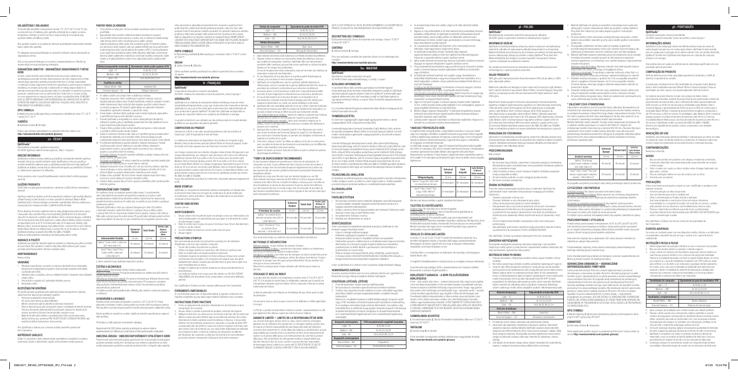## SKLADIŠTENIE I LIKVIDÁCIA

Produkt treba skladovať pri izbovej teplote 2 °C až 28 °C (36 °F až 82 °F). Ak sa produkt dlhšiu dobu nepoužíva, pred použitím počkajte, kým dosiahne izbovú teplotu. Chráňte pred priamym slnečným žiarením. Po skončení doby použiteľnosti nepoužívajte.

Pri likvidácii postupujte podľa miestnych predpisov.

Pri kontakte s inými materiálmi dodržiavajte návod na použitie a bezpečnostné informácie príslušného výrobcu.

SDS si môžete vyžiadať od spoločnosti Kerr alebo stiahnuť na stránke www.kerrdental.com. Ak sa vyskytnú akékoľvek vážne incidenty súvisiace s výrobkom, nahláste ich výrobcovi a príslušnému orgánu krajiny, v ktorej je používateľ a/alebo pacient usadený.

## ODPORÚČANIE JAMSTVO – OBMEDZENIE ODŠKODNENIA FIRMY KERR

Firma Kerr nezodpovedá za stratu ani poškodenie, ktoré priamo alebo nepriamo spôsobí tento produkt alebo za nevhodné použitie. Pred použitím je užívateľ povinný zistiť, či je tento výrobok vhodný na zamýšľané použitie; užívateľ znáša všetky riziká a zodpovednosť s tým súvisiace.

Jediná záruka firmy Kerr je náhrada množstva produktu, ktorý je chybný.

NIE SÚ AKÉKOĽVEK INÉ ZÁRUKY, VÝSLOVNÉ ANI ZAHRNUTÉ, VRÁTANE ZÁRUKY PREDAJNOSTI ALEBO VHODNOSTI NA KONKRÉTNY ÚČEL.

## OPIS SYMBOLU

1. Nebezpečenstvo 2. Upozornenie 3. Teplotné obmedzenie skladovania 2 °C–28 °C (36 °F–82 °F)

## SADRŽAJ

3. Návod na Uporabu 4. Štrcaljka

Pokyny sú k dispozícii na stránke:
**http://www.kerrdental.com/symbols-glossary**

## cs - ČESKY

### OptiShade™

Nanohybridní univerzální výplňový kompozit

*IFU 48446: Návod k použití pro univerzální kompozitní materiály OptiShade.*

### OBECNÉ INFORMACE

OptiShade je světlem tuhnoucí, radiokontrastní, nanohybridní univerzální výplňový kompozit určený pro přímé výplně všech tříd kavit. OptiShade je určen pro použití s adhezivním systémem. OptiShade je dodáván v stříkačkách a kompulích. OptiShade je nabízen ve 4 odstínech a v 1 univerzálním odstínu.

Tento produkt je určen k použití kvalifikovanými zubními lékaři a zubními asistenty.

### SLOŽENÍ PRODUKTU

Kompozitní materiál OptiShade obsahuje 46,8–59,0 % plniva (skleněné plnivo, silikát, ytterbium-fluorid). Velikost částic plniva je 0,02 µm–2 µm. Obsahuje dimethakrylátové monomery.

### INDIKACE K POUŽITÍ

Přímé výplně kavit všech tříd v předních a zadních zubech. Přímé fazety.

### KONTRAINDIKACE

Nejsou známy.

### VAROVÁNÍ

1. Tento výrobek obsahuje složky, které mohou u citlivých osob způsobit alergickou kontaktní reakci. Nepoužívejte u pacientů se známou alergií na methakrylátové pryskyřice.
2. Zabraňte kontaktu s kůží, očima a sliznicemi.
3. Při kontaktu s očima ihned vypláchněte velkým množstvím vody a vyhledejte lékaře.
4. Nepolykejte.

### BEZPEČNOSTNÍ OPATŘENÍ

1. Produkt skladujte mimo dosah přímého slunečního světla.
2. Používejte vhodné ochranné pomůcky.

### SMĚR VÝROBKU

| | Universal Dentin | Dark Shade | Odstíny Light, Medium a Bleach White |
|---|---|---|---|
| Intenzita světla | 15 mm | 2,0 mm | 2,0 mm |
| OptiLux™ (halogen, přibližně 800–1000 mW/cm²) | 40 sekund | 40 sekund | 20 sekund |
| Demi™ Ultra / Demi™ Plus (LED, přibližně 1000–1330 mW/cm²) | 20 sekund | 20 sekund | 10 sekund |

### ČIŠTĚNÍ A DEZINFEKCE

Stříkačky: Kompozit OptiShade ve stříkačkách je určen k opakovanému použití. Aby se zabránilo křížové kontaminaci, doporučuje se použití ochranných bariér. Stříkačky před dalším použitím očistěte a dezinfikujte vhodným dezinfekčním prostředkem.

Kompule: Kompule OptiShade jsou určeny pouze k jednorázovému použití.

### UCHOVÁVÁNÍ A LIKVIDACE

Produkt skladujte při teplotě 2 °C–28 °C (36 °F–82 °F). Po vyjmutí z chladu nechte produkt před použitím dosáhnout pokojové teploty. Po uplynutí doby použitelnosti nepoužívejte.

Produkt likvidujte podle místních předpisů.

### OMEZENÁ ZÁRUKA – OMEZENÍ ODPOVĚDNOSTI SPOLEČNOSTI KERR

Společnost Kerr nenese odpovědnost za žádné ztráty ani škody, přímé nebo nepřímé, vyplývající z použití nebo nemožnosti použití tohoto výrobku. Uživatel musí před použitím sám posoudit vhodnost výrobku pro zamýšlené použití a nese veškerá rizika a odpovědnost.

### POKYNY KROK ZA KROKEM

1. Připravte kavitu obvyklým způsobem.
2. Aplikujte adhezivní systém dle návodu výrobce.
3. Aplikujte kompozit OptiShade přímo do kavity ze stříkačky nebo kompule. Maximální tloušťka vrstvy je 2 mm.
4. Každou vrstvu polymerujte světlem podle tabulky.
5. Dokončete a vyleštěte výplň.

| Odstíny kompozitního materiálu | Ekvivalentní odstín podle systému VITA |
|---|---|
| Light – LT | A1, B1, B2, C1, D2 |
| Medium – MD | A2, A3, C2, D3, D4 |
| Dark – DK | A3.5, A4, B3, B4, C3, C4 |
| **Doplňkové odstíny** | |
| Bleach White – BW | Sněhově bílá |
| Universal Opaque – UO | Blokující opakerizaci |

### POPIS SYMBOLŮ

1. Zdravotnický prostředek 2. Mezní teplota pro uchovávání: dolní 2 °C (36 °F) a horní 28 °C (82 °F)

### OBSAH

3. Návod k použití 4. Stříkačka

Pokyny jsou k dispozici na stránce:
**http://www.kerrdental.com/symbols-glossary**

## fr - FRANÇAIS

### OptiShade™

Composite de restauration universel nanohybride

*IFU 48446 : mode d'emploi des matériaux à base de polymères, classe 2 (groupe 1)*

### GÉNÉRALITÉS

OptiShade est un matériau de restauration dentaire esthétique à base de résine nanohybride photopolymérisable, radio-opaque, conçu pour le placement des restaurations directes. OptiShade est conçu pour être utilisé après le placement d'un adhésif dentaire, tel qu'un produit de la gamme OptiBond™ de Kerr. Kerr OptiShade est disponible en seringues et en capsules (unidoses) en cinq teintes.

Ce produit est destiné à un utilisateur par des professionnels de la santé dentaire qualifiés en vue d'une population de patients générale.

### COMPOSITION DU PRODUIT

L'Universel a à 80 % ou une opacité équivalente à celle de la dentine et l'Universel a 80 % d'opacité à celle de l'émail.

Le matériau de restauration est disponible en trois teintes de composite (Light, Medium, Dark) et deux teintes spéciales (Bleach White et Universal Opaque). Toutes les teintes contiennent des charges entre 46,8 et 59,0 % en volume.

Les charges comprennent une structure d'oxydes mixtes et de trifluorure d'ytterbium, de verre. Les teintes Light, Medium, Dark et Universal Opaque ont une taille moyenne de particules de 0,4 µm. La teinte Bleach White a une granulométrie comprise entre 40 nm et 20 microns.

Aucun des ingrédients du produit ne contient de composants pharmacologiquement actifs.

### MODE D'EMPLOI

OptiShade est un composite de restauration dentaire nanohybride esthétique destiné à la restauration directe des lésions de classes I à V, ainsi que le placement de facettes composites directes.

### CONTRE-INDICATIONS

Aucune connue.

### AVERTISSEMENTS

1. Ne pas utiliser chez les patients ayant une allergie connue au méthacrylate. Une réaction allergique à ce produit est possible chez les personnes sensibles.
2. Éviter le contact avec la peau, les yeux et les tissus mous. Rincer abondamment à l'eau en cas de contact.
3. Si une irritation persiste, consulter un médecin.
4. Ne pas ingérer.

### PRÉCAUTIONS D'EMPLOI

Il est recommandé de prendre les précautions suivantes lors de l'utilisation d'OptiShade ou de tout autre matériau composite :

- Fournir des lunettes de protection au patient et à l'opérateur.
- Utiliser une digue dentaire ou une mesure d'isolation équivalente.

### PROFONDEUR DE POLYMÉRISATION

| Profondeur de courbe | Universal Opaque | Teinte Dark | Teintes Light, Medium et Bleach White |
|---|---|---|---|
| OptiLux™ (ou lumière d'une intensité > 800 mW/cm²) | 40 secondes | 40 secondes | 20 secondes |
| Demi™ Ultra/Demi™ Plus (ou lumière d'une intensité > 1 000 mW/cm²) | 20 secondes | 20 secondes | 10 secondes |

Pour toute autre lampe, se conformer aux recommandations du fabricant.

### NETTOYAGE ET DÉSINFECTION

Seringues : OptiShade en seringue est réutilisable. Pour éviter toute contamination croisée, il est recommandé d'utiliser des barrières de protection. Nettoyer et désinfecter la seringue entre chaque utilisation.

Capsules : les capsules OptiShade sont à usage unique.

### STOCKAGE ET MISE AU REBUT

Le produit doit être stocké à une température comprise entre 2 °C et 28 °C (36 °F à 82 °F). Si le produit est stocké dans un réfrigérateur, attendre qu'il ait atteint la température ambiante avant de l'utiliser. Ne pas utiliser le produit après la date de péremption.

Éliminer conformément à la réglementation locale.

### GARANTIE LIMITÉE – LIMITES DE LA RESPONSABILITÉ DE KERR

Kerr ne saurait être tenu pour responsable d'une perte ou d'un dommage direct ou indirect découlant de l'utilisation ou de l'incapacité à utiliser ce produit. L'utilisateur doit déterminer, avant utilisation, si le produit est adapté à l'usage prévu et assume tous les risques et responsabilités qui y sont associés. La seule obligation de Kerr est le remplacement du produit défectueux. IL N'EXISTE AUCUNE AUTRE GARANTIE, EXPLICITE OU IMPLICITE.

| Teintes du composite | Équivalent du guide de teinte VITA |
|---|---|
| Light – LT | A1, B1, B2, C1, D2 |
| Medium – MD | A2, A3, C2, D3, D4 |
| Dark – DK | A3.5, A4, B3, B4, C3, C4 |
| **Teintes d'accessoire** | |
| Bleach White – BW | Blanc éclat |
| Universal Opaque – UO | Blocage de décoloration |

### INSTRUCTIONS ÉTAPE PAR ÉTAPE

1. Préparer la cavité selon la technique habituelle.
2. Appliquer l'adhésif selon les instructions du fabricant.
3. Appliquer OptiShade en couches de 2 mm maximum.
4. Photopolymériser chaque couche selon le tableau.
5. Effectuer la finition et le polissage.

QUI ELLE SOIT EXPRESSE OU TACITE, RELATIVE NOTAMMENT À LA DESCRIPTION DU PRODUIT, SA QUALITÉ OU SON ADÉQUATION À UN USAGE PARTICULIER.

### DESCRIPTION DES SYMBOLES

1. Dispositif médical 2. Limites de température de stockage : basse 2 °C (36 °F) et haute 28 °C (82 °F)

### CONTENU

3. Mode d'emploi 4. Seringue

Pour une explication complète des symboles utilisés sur les emballages Kerr, consulter :
**http://www.kerrdental.com/symbols-glossary**

## hu - MAGYAR

### OptiShade™

Nanohibrid univerzális restaurációs kompozit

*IFU 48446: Polimer alapú restaurációs anyag, 2. osztály, 1. csoport*

### ÁLTALÁNOS INFORMÁCIÓK

Az OptiShade fényre kötő, radiopák, nanohibrid univerzális esztétikus kompozit restauráció anyag, amelyet direkt restaurációkhoz fejlesztettek ki. Az OptiShade használata fogászati adhezívvel, például az OptiBond™ termékcsalád valamely termékével, javasolt. Az OptiShade fecskendőben és kapszulában kapható.

Ezt a terméket képesített fogászati szakemberek általi, általános betegpopuláción történő használatra szánták.

### TERMÉKÖSSZETÉTEL

Az univerzális restaurációs kompozit színárnyalatok (Light, Medium, Dark) és speciális színárnyalatok (Bleach White és Universal Opaque). A töltőanyag-tartalom 46,8–59,0 térfogat%.

### FELHASZNÁLÁSI JAVALLATOK

Az OptiShade esztétikus nanohibrid restaurációs kompozit az I–V. osztályú lézió direkt helyreállítására, valamint direkt kompozit héjak készítésére javallott.

### ELLENJAVALLATOK

Nem ismertek.

### FIGYELMEZTETÉSEK

1. Ne használja ismerten metakrilátallergiás betegeknél.
2. Kerülje a bőrrel, szemmel és nyálkahártyával való érintkezést.
3. Ne nyelje le.

### ÓVINTÉZKEDÉSEK

1. Viseljen védőszemüveget, kesztyűt.
2. Használjon kofferdámot vagy egyéb izolációs módszert.

### POLIMERIZÁCIÓS MÉLYSÉG

| Rétegvastagság | Universal Opaque | Dark árnyalat | Light, Medium és Bleach White árnyalat |
|---|---|---|---|
| | 1,5 mm | 2,0 mm | 2,0 mm |
| OptiLux™ (kb. 800–1000 mW/cm²) | 40 másodperc | 40 másodperc | 20 másodperc |
| Demi™ Ultra / Demi™ Plus (kb. 1000–1330 mW/cm²) | 20 másodperc | 20 másodperc | 10 másodperc |

Minden más lámpa esetében a gyártó utasításait kell követni.

### TISZTÍTÁS ÉS FERTŐTLENÍTÉS

Fecskendők: Az OptiShade fecskendők többször használhatók. A keresztfertőzés elkerülése érdekében védőburkolat használata javasolt. Használatok között tisztítsa meg és fertőtlenítse a fecskendőt.

Kapszulák: Az OptiShade kapszulák egyszer használatosak.

### TÁROLÁS ÉS ÁRTALMATLANÍTÁS

A terméket 2 °C és 28 °C (36 °F és 82 °F) közötti hőmérsékleten kell tárolni. Hűtőben történő tárolás esetén használat előtt hagyja szobahőmérsékletűre melegedni. Lejárati idő után ne használja.

Ártalmatlanítás a helyi előírásoknak megfelelően.

### KORLÁTOZOTT GARANCIA – A KERR FELELŐSSÉGÉNEK KORLÁTOZÁSA

A Kerr nem vállal felelősséget a termék használatából vagy használatra való alkalmatlanságából eredő közvetlen vagy közvetett veszteségért vagy kárért. A felhasználónak használat előtt meg kell határoznia, hogy a termék alkalmas-e a tervezett felhasználásra.

| Kompozit színárnyalatok | VITA árnyalatkulcsnak megfelelő árnyalat |
|---|---|
| Light – LT | A1, B1, B2, C1, D2 |
| Medium – MD | A2, A3, C2, D3, D4 |
| Dark – DK | A3.5, A4, B3, B4, C3, C4 |
| **Kiegészítő színárnyalatok** | |
| Bleach White – BW | Világosfehér |
| Universal Opaque – UO | Elszíneződést elfedő |

### SZIMBÓLUMOK JELENTÉSE

1. Orvostechnikai eszköz 2. Tárolási hőmérsékleti határértékek: alsó 2 °C (36 °F), felső 28 °C (82 °F)

### TARTALOM

3. Használati utasítás 4. Fecskendő

A Kerr termékek csomagolásán használt szimbólumok teljes magyarázata itt érhető el:
**http://www.kerrdental.com/symbols-glossary**

## pl - POLSKI

### OptiShade™

Nanohybrydowy uniwersalny materiał kompozytowy do odbudów

*IFU 48446: Instrukcja użytkowania materiałów na bazie polimerów, klasa 2 (grupa 1)*

### INFORMACJE OGÓLNE

OptiShade to światłoutwardzalny, radiocieniujący, nanohybrydowy, uniwersalny materiał kompozytowy do odbudów bezpośrednich. Materiał OptiShade jest przeznaczony do stosowania po aplikacji systemu wiążącego, np. z rodziny OptiBond™ firmy Kerr. Materiał OptiShade jest dostępny w strzykawkach i kompulach (unidose) w pięciu odcieniach.

Ten produkt jest przeznaczony do stosowania przez wykwalifikowany personel stomatologiczny u ogólnej populacji pacjentów.

### SKŁAD PRODUKTU

Wypełniacz stanowi 46,8–59,0% objętościowo. Materiał OptiShade jest dostępny w trzech odcieniach (Light, Medium, Dark) i dwóch odcieniach specjalnych (Bleach White i Universal Opaque).

### WSKAZANIA DO STOSOWANIA

OptiShade to estetyczny nanohybrydowy materiał do bezpośrednich odbudów ubytków klasy I–V oraz licówek kompozytowych.

### PRZECIWWSKAZANIA

Brak znanych.

### OSTRZEŻENIA

1. Nie stosować u pacjentów z uczuleniem na metakrylany.
2. Unikać kontaktu ze skórą, oczami i tkankami miękkimi.
3. Nie połykać.

### ŚRODKI OSTROŻNOŚCI

1. Należy stosować okulary ochronne dla pacjenta i operatora.
2. Stosować koferdam lub równoważną metodę izolacji.

### GŁĘBOKOŚĆ UTWARDZANIA

| | Universal Opaque | Odcień Dark | Odcienie Light, Medium i Bleach White |
|---|---|---|---|
| Grubość warstwy | 1,5 mm | 2,0 mm | 2,0 mm |
| OptiLux™ (lub lampa o natężeniu światła ok. 800–1000 mW/cm²) | 40 sekund | 40 sekund | 20 sekund |
| Demi™ Ultra / Demi™ Plus (lub lampa o natężeniu ok. 1000–1330 mW/cm²) | 20 sekund | 20 sekund | 10 sekund |

W przypadku innych lamp należy postępować zgodnie z instrukcjami producenta.

### CZYSZCZENIE I DEZYNFEKCJA

Strzykawki: strzykawki OptiShade są przeznaczone do wielokrotnego użytku. Aby zapobiec zakażeniom krzyżowym, zaleca się stosowanie osłon. Między zastosowaniami strzykawki należy oczyścić i zdezynfekować.

Kompule: kompule OptiShade są przeznaczone do jednorazowego użytku.

### PRZECHOWYWANIE I UTYLIZACJA

Produkt należy przechowywać w temperaturze od 2 °C do 28 °C (36 °F do 82 °F). Przed użyciem produkt powinien osiągnąć temperaturę pokojową. Nie stosować po upływie terminu ważności.

Utylizować zgodnie z lokalnymi przepisami.

### OGRANICZONA GWARANCJA – OGRANICZENIE ODPOWIEDZIALNOŚCI FIRMY KERR

Firma Kerr nie ponosi odpowiedzialności za jakiekolwiek straty lub szkody, bezpośrednie lub pośrednie, wynikające z użycia lub niemożności użycia produktu. Jedynym zobowiązaniem firmy Kerr jest wymiana wadliwego produktu.

| Odcienie kompozytu | Odpowiednik w kolorniku VITA |
|---|---|
| Light – LT | A1, B1, B2, C1, D2 |
| Medium – MD | A2, A3, C2, D3, D4 |
| Dark – DK | A3.5, A4, B3, B4, C3, C4 |
| **Odcienie dodatkowe** | |
| Bleach White – BW | Jasna biel |
| Universal Opaque – UO | Blokowanie przebarwień |

### OPIS SYMBOLI

1. Wyrób medyczny 2. Ograniczenia temperatury przechowywania: dolna 2 °C (36 °F), górna 28 °C (82 °F)

### ZAWARTOŚĆ

3. Instrukcja użycia 4. Strzykawka

Pełne objaśnienie symboli używanych na opakowaniach firmy Kerr można znaleźć na stronie:
**http://www.kerrdental.com/symbols-glossary**

## pt - PORTUGUÊS

### OptiShade™

Compósito restaurador universal nanohíbrido

*IFU 48446: Instruções de utilização para materiais à base de polímeros, classe 2 (grupo 1)*

### INFORMAÇÕES GERAIS

O OptiShade é um compósito dentário nanohíbrido estético à base de resina fotopolimerizável, radiopaco, concebido para restaurações diretas. O OptiShade foi concebido para ser utilizado após a aplicação de um adesivo dentário, como um produto da família OptiBond™ da Kerr. O OptiShade está disponível em seringas e compules (unidose) em cinco tonalidades.

Este produto destina-se a ser usado por profissionais de odontologia qualificados numa população geral de pacientes.

### COMPOSIÇÃO DO PRODUTO

A carga de enchimento representa 46,8–59,0% em volume. O material está disponível em três tonalidades (Light, Medium, Dark) e duas tonalidades especiais (Bleach White e Universal Opaque).

### INDICAÇÕES DE USO

O OptiShade é um compósito restaurador nanohíbrido estético indicado para restaurações diretas de lesões de classe I a V e facetas diretas em compósito.

### CONTRAINDICAÇÕES

Nenhuma conhecida.

### AVISOS

1. Não usar em pacientes com alergia conhecida a metacrilatos.
2. Evitar o contacto com a pele, olhos e tecidos moles.
3. Não ingerir.

### PRECAUÇÕES

1. Fornecer proteção ocular ao paciente e ao operador.
2. Usar um dique de borracha ou método de isolamento equivalente.

### PROFUNDIDADE DE POLIMERIZAÇÃO

A tonalidade Universal Opaque deve ser aplicada em camadas de 1,5 mm; as restantes tonalidades em camadas de 2,0 mm. Polimerizar cada camada conforme recomendado pelo fabricante da unidade de polimerização.

### LIMPEZA E DESINFEÇÃO

Seringas: as seringas OptiShade são reutilizáveis. Para evitar contaminação cruzada, recomenda-se o uso de barreiras de proteção. Limpar e desinfetar entre utilizações.

Compules: os compules OptiShade destinam-se a uma única utilização.

### ARMAZENAMENTO E ELIMINAÇÃO

Armazenar o produto a uma temperatura entre 2 °C e 28 °C (36 °F e 82 °F). Deixar o produto atingir a temperatura ambiente antes da utilização. Não utilizar após o prazo de validade.

Eliminar de acordo com os regulamentos locais.

### GARANTIA LIMITADA – LIMITAÇÃO DA RESPONSABILIDADE DA KERR

A Kerr não será responsável por quaisquer perdas ou danos, diretos ou indiretos, decorrentes da utilização ou da incapacidade de utilização deste produto. A única obrigação da Kerr é a substituição do produto defeituoso.

| Tonalidades do compósito | Equivalente da guia de tonalidades VITA |
|---|---|
| Light – LT | A1, B1, B2, C1, D2 |
| Medium – MD | A2, A3, C2, D3, D4 |
| Dark – DK | A3.5, A4, B3, B4, C3, C4 |
| **Tonalidades complementares** | |
| Bleach White – BW | Branco alvejante |
| Universal Opaque – UO | Bloqueio da descoloração |

### INSTRUÇÕES PASSO A PASSO

1. Preparar a cavidade de acordo com a técnica habitual.
2. Aplicar o adesivo segundo as instruções do fabricante.
3. Aplicar o OptiShade em camadas de no máximo 2 mm.
4. Polimerizar cada camada conforme a tabela.
5. Efetuar o acabamento e o polimento.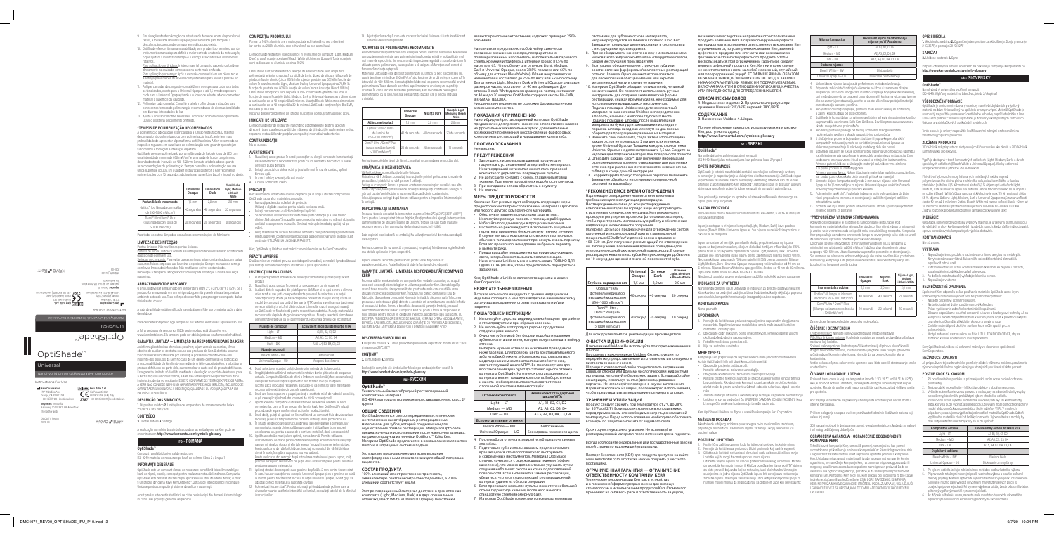OptiShade

Universal

Nanohybrid Universal Restorative Composite

Instructions For Use

Kerr Corporation

Kerr Italia S.r.l.

KAVO Kerr

## ro - ROMÂNĂ

**OptiShade™**

### COMPOZIȚIA PRODUSULUI

### INDICAȚII DE UTILIZARE

### CONTRAINDICAȚII

### AVERTISMENTE

### PRECAUȚII

### REACȚII ADVERSE

### INSTRUCȚIUNI PAS CU PAS

### DEPOZITAREA ȘI ELIMINAREA

### GARANȚIE LIMITATĂ – LIMITAREA RESPONSABILITĂȚII COMPANIEI KERR

### DESCRIEREA SIMBOLURILOR

### CONȚINUT

## ru - РУССКИЙ

**OptiShade™**

### ОБЩИЕ СВЕДЕНИЯ

### СОСТАВ ПРОДУКТА

### ПОКАЗАНИЯ К ПРИМЕНЕНИЮ

### ПРОТИВОПОКАЗАНИЯ

### ПРЕДУПРЕЖДЕНИЯ

### МЕРЫ ПРЕДОСТОРОЖНОСТИ

### НЕЖЕЛАТЕЛЬНЫЕ ЯВЛЕНИЯ

### ПОШАГОВЫЕ ИНСТРУКЦИИ

### ОЧИСТКА И ДЕЗИНФЕКЦИЯ

### ХРАНЕНИЕ И УТИЛИЗАЦИЯ

### ОГРАНИЧЕННАЯ ГАРАНТИЯ — ОГРАНИЧЕНИЕ ОТВЕТСТВЕННОСТИ КОМПАНИИ KERR

### ОПИСАНИЕ СИМВОЛОВ

### СОДЕРЖАНИЕ

## sr - SRPSKI

**OptiShade™**

### OPŠTE INFORMACIJE

### SASTAV PROIZVODA

### INDIKACIJE ZA UPOTREBU

### KONTRAINDIKACIJE

### UPOZORENJA

### MERE OPREZA

### NEŽELJENI DOGAĐAJI

### POSTUPNO UPUTSTVO

### OPIS SIMBOLA

### SADRŽAJ

## sk - SLOVENSKY

**OptiShade™**

### VŠEOBECNÉ INFORMÁCIE

### ZLOŽENIE PRODUKTU

### INDIKÁCIE

### KONTRAINDIKÁCIE

### VÝSTRAHY

### BEZPEČNOSTNÉ OPATRENIA

### NEŽIADUCE UDALOSTI

### POSTUP KROK ZA KROKOM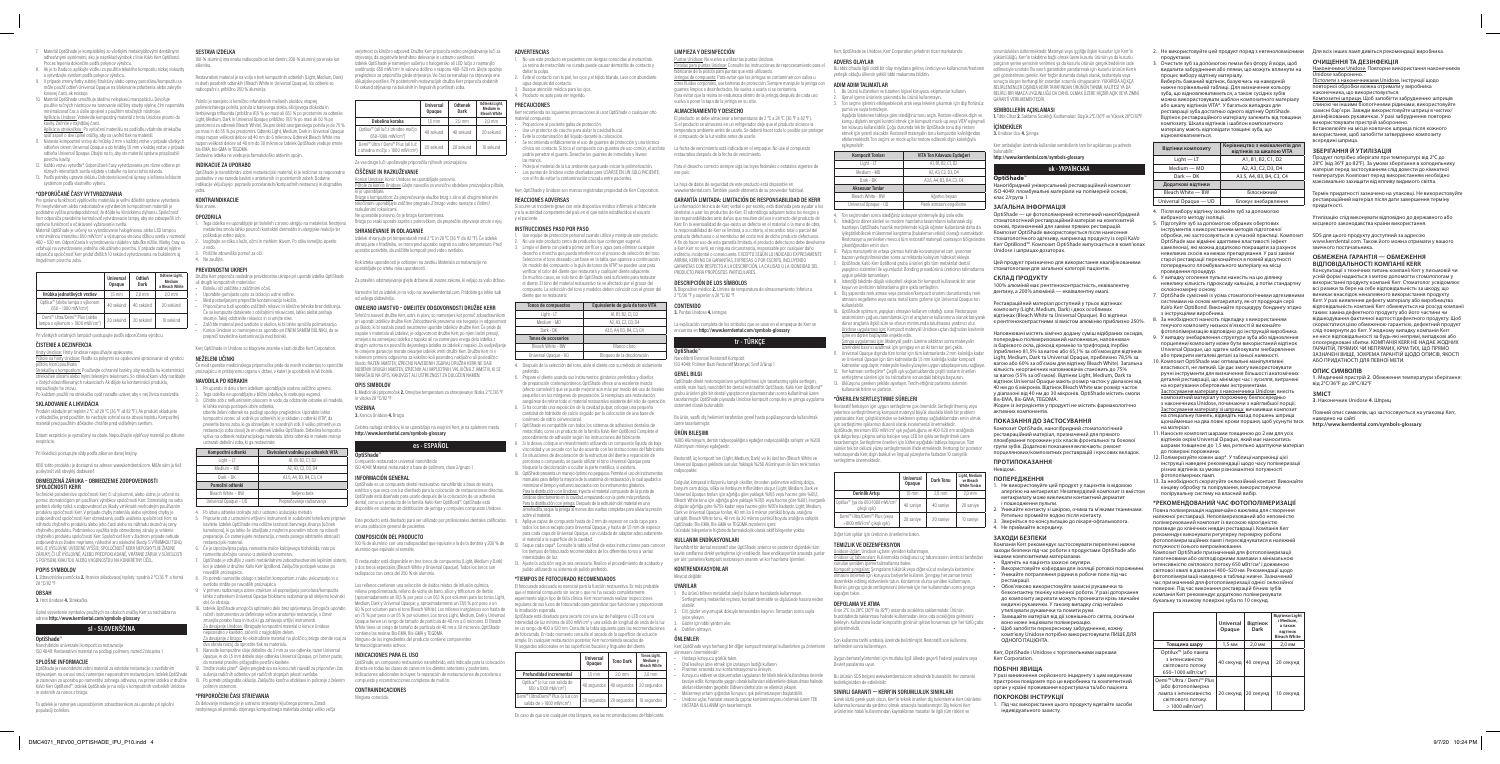## OptiShade

### ZÁRUKA / OMEZENÍ ODPOVĚDNOSTI

| Intenzita polymeračního světla | Universal Opaque | Odstín Dark | Odstíny Light, Medium a Bleach White |
|---|---|---|---|
| Hloubka polymerizace | 1,5 mm | 2,0 mm | 2,0 mm |
| Optilux™ (zdroj halogenového světla, 400–1000 mW/cm²) | 40 sekund | 40 sekund | 20 sekund |
| Demi™ Ultra / Demi™ Plus (zdroj světla LED, > 1000 mW/cm²) | 20 sekund | 20 sekund | 10 sekund |

## sl - SLOVENŠČINA

### OptiShade™

| Kompozitni odtenek | Ekvivalentni odtenek po barvnem ključu VITA |
|---|---|
| Light – LT | A1, B1, B2, C1, D2 |
| Medium – MD | A2, A3, C2, D3, D4 |
| Dark – DK | A3.5, A4, B3, B4, C3, C4 |
| Bleach White – BW | Beljeno belo |
| Universal Opaque – UO | Prepoznaven univerzalni |

| Intenziteta polimerizacijske luči | Universal Opaque | Odtenek Dark | Odtenki Light, Medium in Bleach White |
|---|---|---|---|
| Globina strjevanja | 1,5 mm | 2,0 mm | 2,0 mm |
| Optilux™ | 40 sekund | 40 sekund | 20 sekund |
| Demi™ Ultra / Demi™ Plus | 20 sekund | 20 sekund | 10 sekund |

## es - ESPAÑOL

### OptiShade™

| Tonos del composite | Equivalente de guía de tono VITA |
|---|---|
| Light – LT | A1, B1, B2, C1, D2 |
| Medium – MD | A2, A3, C2, D3, D4 |
| Dark – DK | A3.5, A4, B3, B4, C3, C4 |
| Bleach White – BW | Blanco claro |
| Universal Opaque – UO | Bloqueo de la decoloración |

| Profundidad incremental | Universal Opaque | Tono Dark | Tonos Light, Medium y Bleach White |
|---|---|---|---|
| | 1,5 mm | 2,0 mm | 2,0 mm |
| Optilux™ | 40 segundos | 40 segundos | 20 segundos |
| Demi™ Ultra / Demi™ Plus | 20 segundos | 20 segundos | 10 segundos |

## tr - TÜRKÇE

### OptiShade™

| | Universal Opaque | Dark Tonu | Light, Medium ve Bleach White Tonları |
|---|---|---|---|
| Derinlik Artışı | 1,5 mm | 2,0 mm | 2,0 mm |
| Optilux™ | 40 saniye | 40 saniye | 20 saniye |
| Demi™ Ultra / Demi™ Plus | 20 saniye | 20 saniye | 10 saniye |

| Kompozit Tonları | VITA Ton Kılavuzu Eşdeğeri |
|---|---|
| Light – LT | A1, B1, B2, C1, D2 |
| Medium – MD | A2, A3, C2, D3, D4 |
| Dark – DK | A3.5, A4, B3, B4, C3, C4 |
| Bleach White – BW | |
| Universal Opaque – UO | |

## uk - УКРАЇНСЬКА

### OptiShade™

| Відтінок композиту | Еквівалентна шкала відтінків VITA |
|---|---|
| Light – LT | A1, B1, B2, C1, D2 |
| Medium – MD | A2, A3, C2, D3, D4 |
| Dark – DK | A3.5, A4, B3, B4, C3, C4 |
| Bleach White – BW | Вибілений |
| Universal Opaque – UO | Блокує вибарвлення |

| | Universal Opaque | Dark | Відтінки Light, Medium і Bleach White |
|---|---|---|---|
| Товщина шару | 1,5 мм | 2,0 мм | 2,0 мм |
| Optilux™ | 40 секунд | 40 секунд | 20 секунд |
| Demi™ Ultra / Demi™ Plus | 20 секунд | 20 секунд | 10 секунд |